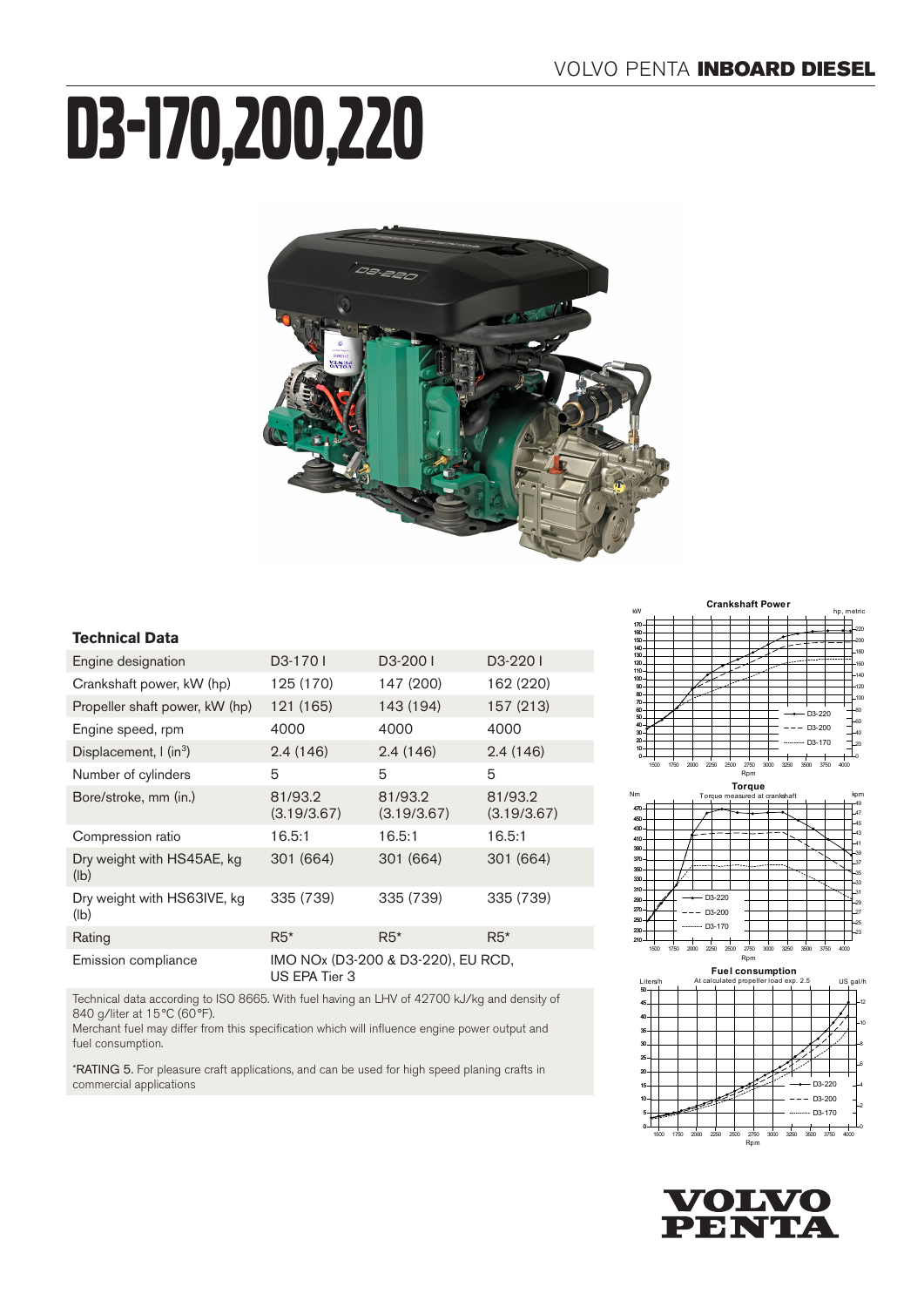VOLVO PENTA **INBOARD DIESEL**

# D3-170,200,220

## Technical Data

| Engine designation | D3-170 I | D3-200 I | D3-220 I |
|---|---|---|---|
| Crankshaft power, kW (hp) | 125 (170) | 147 (200) | 162 (220) |
| Propeller shaft power, kW (hp) | 121 (165) | 143 (194) | 157 (213) |
| Engine speed, rpm | 4000 | 4000 | 4000 |
| Displacement, l (in$^3$) | 2.4 (146) | 2.4 (146) | 2.4 (146) |
| Number of cylinders | 5 | 5 | 5 |
| Bore/stroke, mm (in.) | 81/93.2 (3.19/3.67) | 81/93.2 (3.19/3.67) | 81/93.2 (3.19/3.67) |
| Compression ratio | 16.5:1 | 16.5:1 | 16.5:1 |
| Dry weight with HS45AE, kg (lb) | 301 (664) | 301 (664) | 301 (664) |
| Dry weight with HS63IVE, kg (lb) | 335 (739) | 335 (739) | 335 (739) |
| Rating | R5* | R5* | R5* |
| Emission compliance | IMO NOx (D3-200 & D3-220), EU RCD, US EPA Tier 3 | | |

Technical data according to ISO 8665. With fuel having an LHV of 42700 kJ/kg and density of 840 g/liter at 15°C (60°F).
Merchant fuel may differ from this specification which will influence engine power output and fuel consumption.

*RATING 5. For pleasure craft applications, and can be used for high speed planing crafts in commercial applications

**Crankshaft Power**

**Torque**
Torque measured at crankshaft

**Fuel consumption**
At calculated propeller load exp. 2.5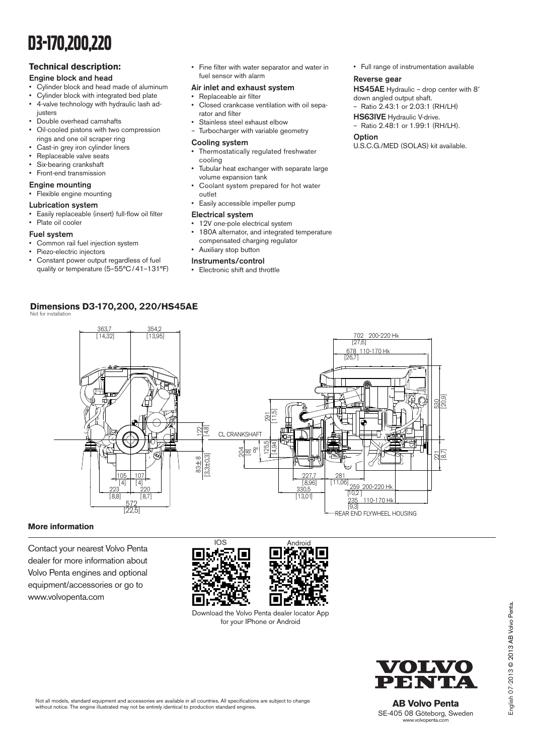# D3-170,200,220

## Technical description:

### Engine block and head

- Cylinder block and head made of aluminum
- Cylinder block with integrated bed plate
- 4-valve technology with hydraulic lash adjusters
- Double overhead camshafts
- Oil-cooled pistons with two compression rings and one oil scraper ring
- Cast-in grey iron cylinder liners
- Replaceable valve seats
- Six-bearing crankshaft
- Front-end transmission

### Engine mounting

- Flexible engine mounting

### Lubrication system

- Easily replaceable (insert) full-flow oil filter
- Plate oil cooler

### Fuel system

- Common rail fuel injection system
- Piezo-electric injectors
- Constant power output regardless of fuel quality or temperature (5–55°C / 41–131°F)
- Fine filter with water separator and water in fuel sensor with alarm

### Air inlet and exhaust system

- Replaceable air filter
- Closed crankcase ventilation with oil separator and filter
- Stainless steel exhaust elbow
- – Turbocharger with variable geometry

### Cooling system

- Thermostatically regulated freshwater cooling
- Tubular heat exchanger with separate large volume expansion tank
- Coolant system prepared for hot water outlet
- Easily accessible impeller pump

### Electrical system

- 12V one-pole electrical system
- 180A alternator, and integrated temperature compensated charging regulator
- Auxiliary stop button

### Instruments/control

- Electronic shift and throttle
- Full range of instrumentation available

### Reverse gear

**HS45AE** Hydraulic – drop center with 8° down angled output shaft.
– Ratio 2.43:1 or 2.03:1 (RH/LH)

**HS63IVE** Hydraulic V-drive.
– Ratio 2.48:1 or 1.99:1 (RH/LH).

### Option

U.S.C.G./MED (SOLAS) kit available.

## Dimensions D3-170,200, 220/HS45AE

Not for installation

363,7 [14,32]
354,2 [13,95]
122 [4,8]
83±8 [3,3±0,3]
105 [4]
107 [4]
223 [8,8]
220 [8,7]
572 [22,5]
702 200-220 Hk [27,6]
678 110-170 Hk [26,7]
291 [11,5]
CL CRANKSHAFT
204 [8]
8°
125,5 [4,94]
530 [20,9]
221 [8,7]
227,7 [8,96]
330,5 [13,01]
281 [11,06]
259 200-220 Hk [10,2]
235 110-170 Hk [9,3]
REAR END FLYWHEEL HOUSING

### More information

Contact your nearest Volvo Penta dealer for more information about Volvo Penta engines and optional equipment/accessories or go to www.volvopenta.com

IOS
Android

Download the Volvo Penta dealer locator App for your IPhone or Android

Not all models, standard equipment and accessories are available in all countries. All specifications are subject to change without notice. The engine illustrated may not be entirely identical to production standard engines.

VOLVO PENTA

**AB Volvo Penta**
SE-405 08 Göteborg, Sweden
www.volvopenta.com

English 07-2013 © 2013 AB Volvo Penta.